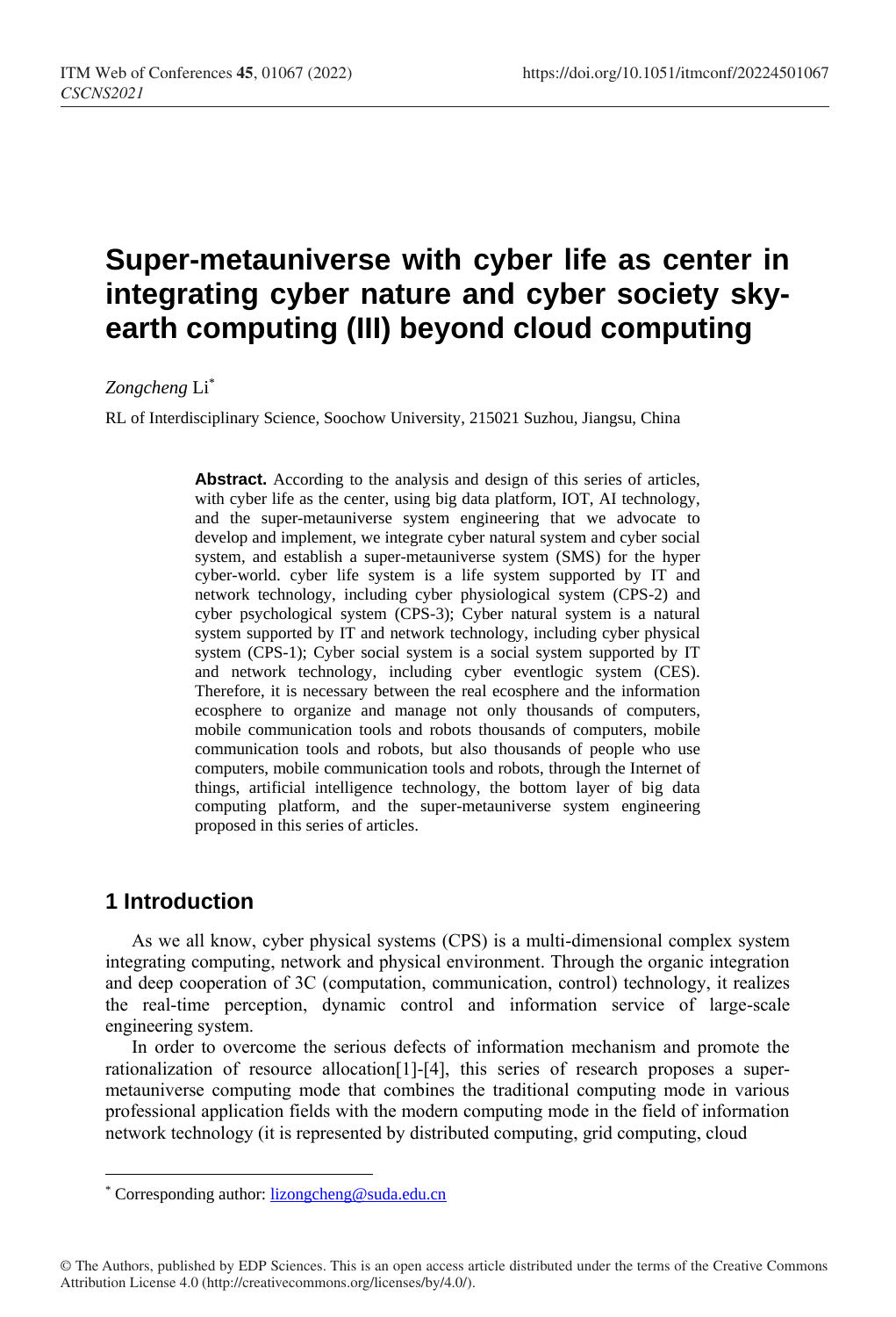# Super-metauniverse with cyber life as center in integrating cyber nature and cyber society sky-earth computing (III) beyond cloud computing

*Zongcheng* Li*

RL of Interdisciplinary Science, Soochow University, 215021 Suzhou, Jiangsu, China

**Abstract.** According to the analysis and design of this series of articles, with cyber life as the center, using big data platform, IOT, AI technology, and the super-metauniverse system engineering that we advocate to develop and implement, we integrate cyber natural system and cyber social system, and establish a super-metauniverse system (SMS) for the hyper cyber-world. cyber life system is a life system supported by IT and network technology, including cyber physiological system (CPS-2) and cyber psychological system (CPS-3); Cyber natural system is a natural system supported by IT and network technology, including cyber physical system (CPS-1); Cyber social system is a social system supported by IT and network technology, including cyber eventlogic system (CES). Therefore, it is necessary between the real ecosphere and the information ecosphere to organize and manage not only thousands of computers, mobile communication tools and robots thousands of computers, mobile communication tools and robots, but also thousands of people who use computers, mobile communication tools and robots, through the Internet of things, artificial intelligence technology, the bottom layer of big data computing platform, and the super-metauniverse system engineering proposed in this series of articles.

## 1 Introduction

As we all know, cyber physical systems (CPS) is a multi-dimensional complex system integrating computing, network and physical environment. Through the organic integration and deep cooperation of 3C (computation, communication, control) technology, it realizes the real-time perception, dynamic control and information service of large-scale engineering system.

In order to overcome the serious defects of information mechanism and promote the rationalization of resource allocation[1]-[4], this series of research proposes a super-metauniverse computing mode that combines the traditional computing mode in various professional application fields with the modern computing mode in the field of information network technology (it is represented by distributed computing, grid computing, cloud

---

* Corresponding author: lizongcheng@suda.edu.cn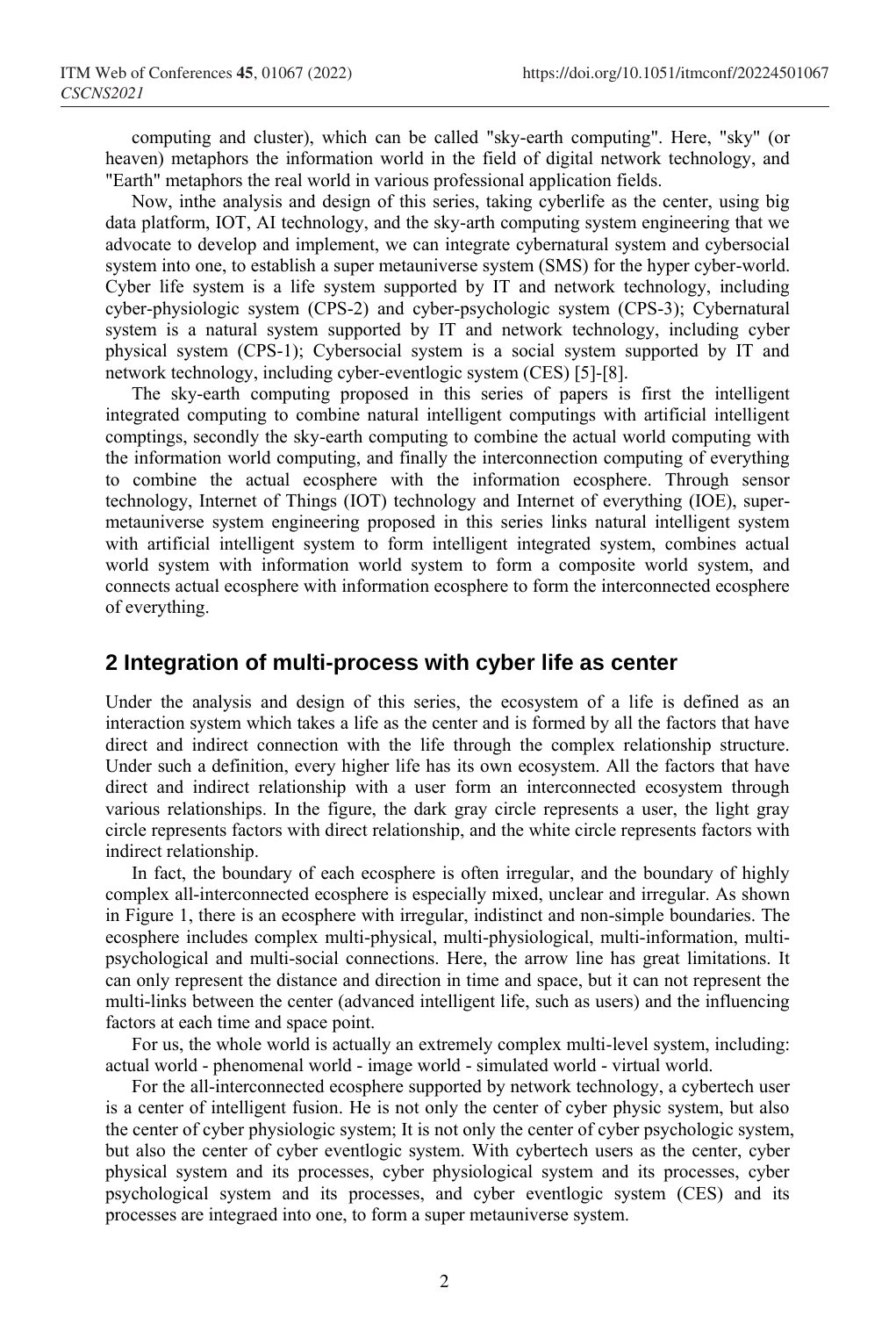computing and cluster), which can be called "sky-earth computing". Here, "sky" (or heaven) metaphors the information world in the field of digital network technology, and "Earth" metaphors the real world in various professional application fields.

Now, inthe analysis and design of this series, taking cyberlife as the center, using big data platform, IOT, AI technology, and the sky-arth computing system engineering that we advocate to develop and implement, we can integrate cybernatural system and cybersocial system into one, to establish a super metauniverse system (SMS) for the hyper cyber-world. Cyber life system is a life system supported by IT and network technology, including cyber-physiologic system (CPS-2) and cyber-psychologic system (CPS-3); Cybernatural system is a natural system supported by IT and network technology, including cyber physical system (CPS-1); Cybersocial system is a social system supported by IT and network technology, including cyber-eventlogic system (CES) [5]-[8].

The sky-earth computing proposed in this series of papers is first the intelligent integrated computing to combine natural intelligent computings with artificial intelligent comptings, secondly the sky-earth computing to combine the actual world computing with the information world computing, and finally the interconnection computing of everything to combine the actual ecosphere with the information ecosphere. Through sensor technology, Internet of Things (IOT) technology and Internet of everything (IOE), super-metauniverse system engineering proposed in this series links natural intelligent system with artificial intelligent system to form intelligent integrated system, combines actual world system with information world system to form a composite world system, and connects actual ecosphere with information ecosphere to form the interconnected ecosphere of everything.

## 2 Integration of multi-process with cyber life as center

Under the analysis and design of this series, the ecosystem of a life is defined as an interaction system which takes a life as the center and is formed by all the factors that have direct and indirect connection with the life through the complex relationship structure. Under such a definition, every higher life has its own ecosystem. All the factors that have direct and indirect relationship with a user form an interconnected ecosystem through various relationships. In the figure, the dark gray circle represents a user, the light gray circle represents factors with direct relationship, and the white circle represents factors with indirect relationship.

In fact, the boundary of each ecosphere is often irregular, and the boundary of highly complex all-interconnected ecosphere is especially mixed, unclear and irregular. As shown in Figure 1, there is an ecosphere with irregular, indistinct and non-simple boundaries. The ecosphere includes complex multi-physical, multi-physiological, multi-information, multi-psychological and multi-social connections. Here, the arrow line has great limitations. It can only represent the distance and direction in time and space, but it can not represent the multi-links between the center (advanced intelligent life, such as users) and the influencing factors at each time and space point.

For us, the whole world is actually an extremely complex multi-level system, including: actual world - phenomenal world - image world - simulated world - virtual world.

For the all-interconnected ecosphere supported by network technology, a cybertech user is a center of intelligent fusion. He is not only the center of cyber physic system, but also the center of cyber physiologic system; It is not only the center of cyber psychologic system, but also the center of cyber eventlogic system. With cybertech users as the center, cyber physical system and its processes, cyber physiological system and its processes, cyber psychological system and its processes, and cyber eventlogic system (CES) and its processes are integraed into one, to form a super metauniverse system.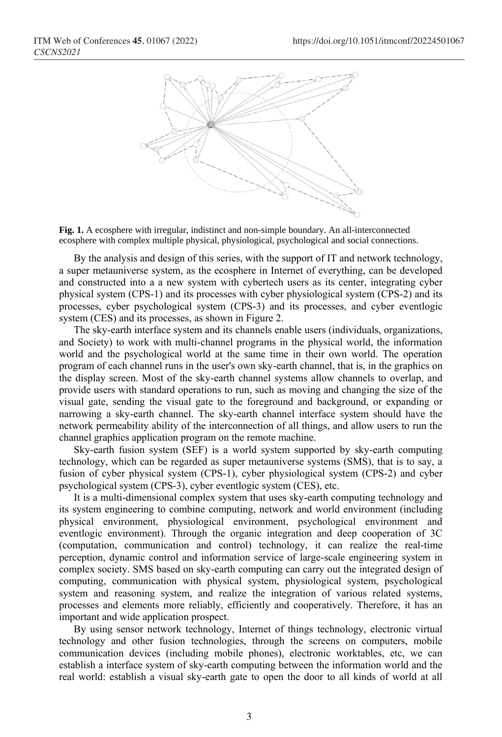**Fig. 1.** A ecosphere with irregular, indistinct and non-simple boundary. An all-interconnected ecosphere with complex multiple physical, physiological, psychological and social connections.

By the analysis and design of this series, with the support of IT and network technology, a super metauniverse system, as the ecosphere in Internet of everything, can be developed and constructed into a a new system with cybertech users as its center, integrating cyber physical system (CPS-1) and its processes with cyber physiological system (CPS-2) and its processes, cyber psychological system (CPS-3) and its processes, and cyber eventlogic system (CES) and its processes, as shown in Figure 2.

The sky-earth interface system and its channels enable users (individuals, organizations, and Society) to work with multi-channel programs in the physical world, the information world and the psychological world at the same time in their own world. The operation program of each channel runs in the user's own sky-earth channel, that is, in the graphics on the display screen. Most of the sky-earth channel systems allow channels to overlap, and provide users with standard operations to run, such as moving and changing the size of the visual gate, sending the visual gate to the foreground and background, or expanding or narrowing a sky-earth channel. The sky-earth channel interface system should have the network permeability ability of the interconnection of all things, and allow users to run the channel graphics application program on the remote machine.

Sky-earth fusion system (SEF) is a world system supported by sky-earth computing technology, which can be regarded as super metauniverse systems (SMS), that is to say, a fusion of cyber physical system (CPS-1), cyber physiological system (CPS-2) and cyber psychological system (CPS-3), cyber eventlogic system (CES), etc.

It is a multi-dimensional complex system that uses sky-earth computing technology and its system engineering to combine computing, network and world environment (including physical environment, physiological environment, psychological environment and eventlogic environment). Through the organic integration and deep cooperation of 3C (computation, communication and control) technology, it can realize the real-time perception, dynamic control and information service of large-scale engineering system in complex society. SMS based on sky-earth computing can carry out the integrated design of computing, communication with physical system, physiological system, psychological system and reasoning system, and realize the integration of various related systems, processes and elements more reliably, efficiently and cooperatively. Therefore, it has an important and wide application prospect.

By using sensor network technology, Internet of things technology, electronic virtual technology and other fusion technologies, through the screens on computers, mobile communication devices (including mobile phones), electronic worktables, etc, we can establish a interface system of sky-earth computing between the information world and the real world: establish a visual sky-earth gate to open the door to all kinds of world at all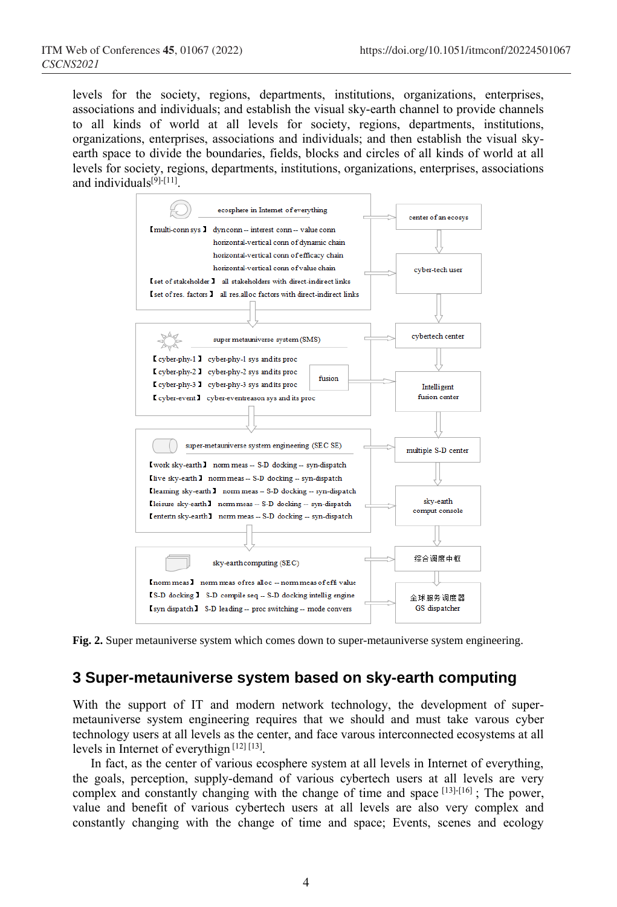levels for the society, regions, departments, institutions, organizations, enterprises, associations and individuals; and establish the visual sky-earth channel to provide channels to all kinds of world at all levels for society, regions, departments, institutions, organizations, enterprises, associations and individuals; and then establish the visual sky-earth space to divide the boundaries, fields, blocks and circles of all kinds of world at all levels for society, regions, departments, institutions, organizations, enterprises, associations and individuals[9]-[11].

**Fig. 2.** Super metauniverse system which comes down to super-metauniverse system engineering.

## 3 Super-metauniverse system based on sky-earth computing

With the support of IT and modern network technology, the development of super-metauniverse system engineering requires that we should and must take varous cyber technology users at all levels as the center, and face varous interconnected ecosystems at all levels in Internet of everything [12] [13].

In fact, as the center of various ecosphere system at all levels in Internet of everything, the goals, perception, supply-demand of various cybertech users at all levels are very complex and constantly changing with the change of time and space [13]-[16] ; The power, value and benefit of various cybertech users at all levels are also very complex and constantly changing with the change of time and space; Events, scenes and ecology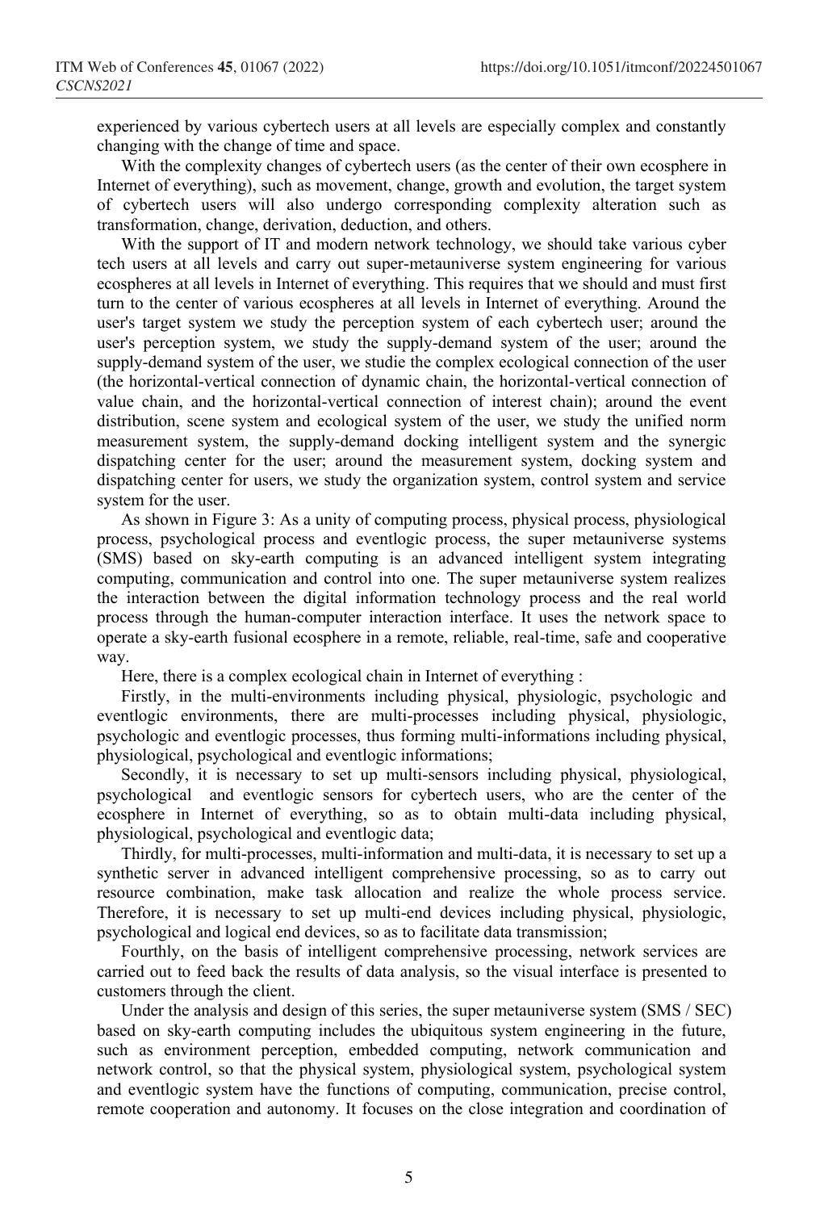experienced by various cybertech users at all levels are especially complex and constantly changing with the change of time and space.

With the complexity changes of cybertech users (as the center of their own ecosphere in Internet of everything), such as movement, change, growth and evolution, the target system of cybertech users will also undergo corresponding complexity alteration such as transformation, change, derivation, deduction, and others.

With the support of IT and modern network technology, we should take various cyber tech users at all levels and carry out super-metauniverse system engineering for various ecospheres at all levels in Internet of everything. This requires that we should and must first turn to the center of various ecospheres at all levels in Internet of everything. Around the user's target system we study the perception system of each cybertech user; around the user's perception system, we study the supply-demand system of the user; around the supply-demand system of the user, we studie the complex ecological connection of the user (the horizontal-vertical connection of dynamic chain, the horizontal-vertical connection of value chain, and the horizontal-vertical connection of interest chain); around the event distribution, scene system and ecological system of the user, we study the unified norm measurement system, the supply-demand docking intelligent system and the synergic dispatching center for the user; around the measurement system, docking system and dispatching center for users, we study the organization system, control system and service system for the user.

As shown in Figure 3: As a unity of computing process, physical process, physiological process, psychological process and eventlogic process, the super metauniverse systems (SMS) based on sky-earth computing is an advanced intelligent system integrating computing, communication and control into one. The super metauniverse system realizes the interaction between the digital information technology process and the real world process through the human-computer interaction interface. It uses the network space to operate a sky-earth fusional ecosphere in a remote, reliable, real-time, safe and cooperative way.

Here, there is a complex ecological chain in Internet of everything :

Firstly, in the multi-environments including physical, physiologic, psychologic and eventlogic environments, there are multi-processes including physical, physiologic, psychologic and eventlogic processes, thus forming multi-informations including physical, physiological, psychological and eventlogic informations;

Secondly, it is necessary to set up multi-sensors including physical, physiological, psychological and eventlogic sensors for cybertech users, who are the center of the ecosphere in Internet of everything, so as to obtain multi-data including physical, physiological, psychological and eventlogic data;

Thirdly, for multi-processes, multi-information and multi-data, it is necessary to set up a synthetic server in advanced intelligent comprehensive processing, so as to carry out resource combination, make task allocation and realize the whole process service. Therefore, it is necessary to set up multi-end devices including physical, physiologic, psychological and logical end devices, so as to facilitate data transmission;

Fourthly, on the basis of intelligent comprehensive processing, network services are carried out to feed back the results of data analysis, so the visual interface is presented to customers through the client.

Under the analysis and design of this series, the super metauniverse system (SMS / SEC) based on sky-earth computing includes the ubiquitous system engineering in the future, such as environment perception, embedded computing, network communication and network control, so that the physical system, physiological system, psychological system and eventlogic system have the functions of computing, communication, precise control, remote cooperation and autonomy. It focuses on the close integration and coordination of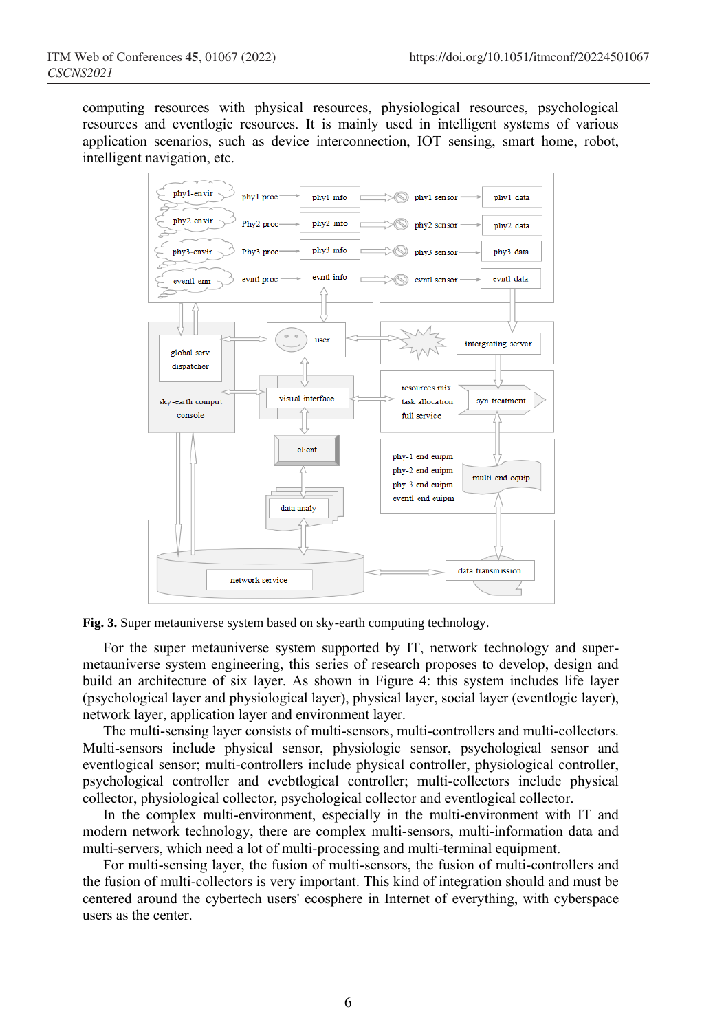computing resources with physical resources, physiological resources, psychological resources and eventlogic resources. It is mainly used in intelligent systems of various application scenarios, such as device interconnection, IOT sensing, smart home, robot, intelligent navigation, etc.

**Fig. 3.** Super metauniverse system based on sky-earth computing technology.

For the super metauniverse system supported by IT, network technology and super-metauniverse system engineering, this series of research proposes to develop, design and build an architecture of six layer. As shown in Figure 4: this system includes life layer (psychological layer and physiological layer), physical layer, social layer (eventlogic layer), network layer, application layer and environment layer.

The multi-sensing layer consists of multi-sensors, multi-controllers and multi-collectors. Multi-sensors include physical sensor, physiologic sensor, psychological sensor and eventlogical sensor; multi-controllers include physical controller, physiological controller, psychological controller and evebtlogical controller; multi-collectors include physical collector, physiological collector, psychological collector and eventlogical collector.

In the complex multi-environment, especially in the multi-environment with IT and modern network technology, there are complex multi-sensors, multi-information data and multi-servers, which need a lot of multi-processing and multi-terminal equipment.

For multi-sensing layer, the fusion of multi-sensors, the fusion of multi-controllers and the fusion of multi-collectors is very important. This kind of integration should and must be centered around the cybertech users' ecosphere in Internet of everything, with cyberspace users as the center.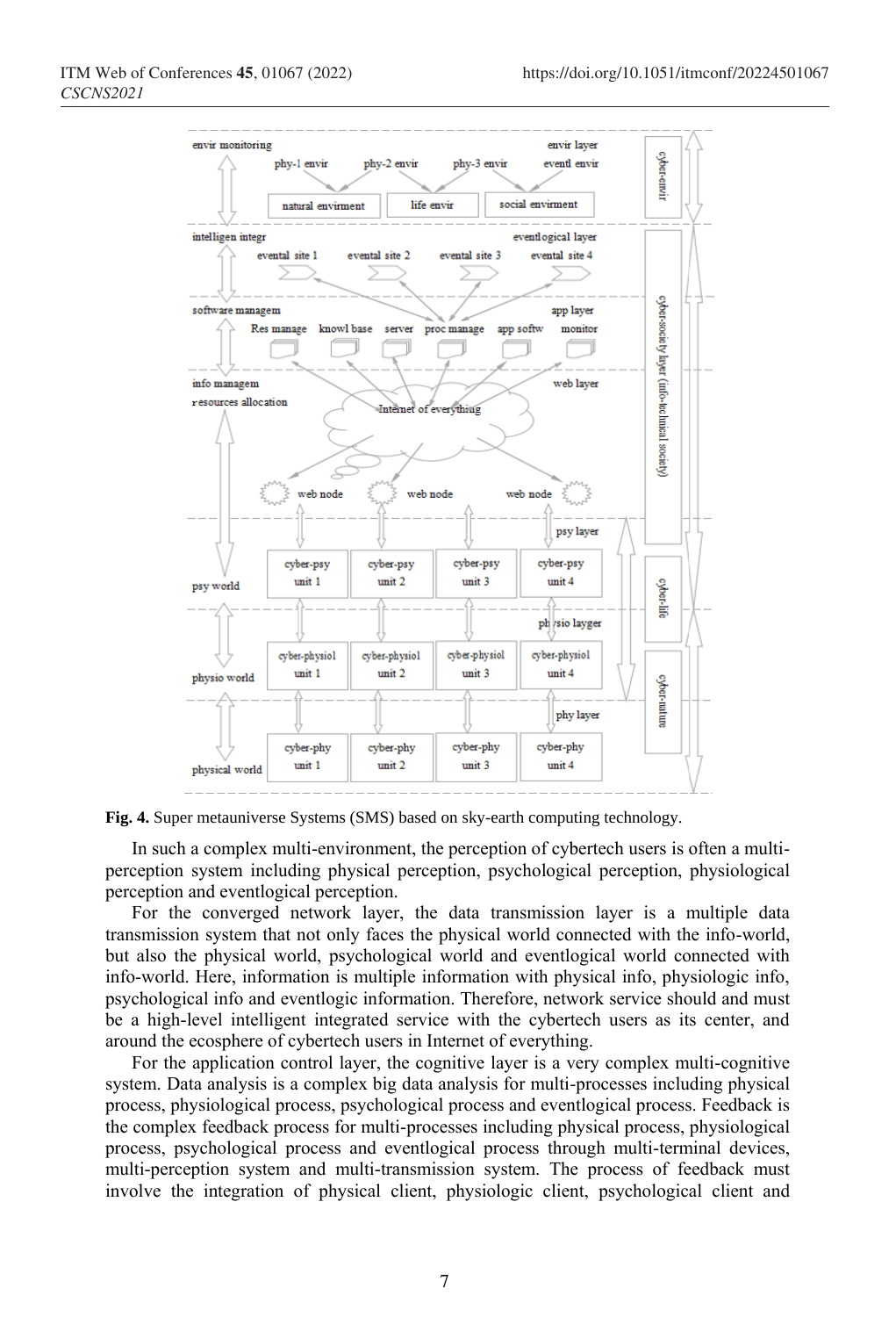Fig. 4. Super metauniverse Systems (SMS) based on sky-earth computing technology.

In such a complex multi-environment, the perception of cybertech users is often a multi-perception system including physical perception, psychological perception, physiological perception and eventlogical perception.

For the converged network layer, the data transmission layer is a multiple data transmission system that not only faces the physical world connected with the info-world, but also the physical world, psychological world and eventlogical world connected with info-world. Here, information is multiple information with physical info, physiologic info, psychological info and eventlogic information. Therefore, network service should and must be a high-level intelligent integrated service with the cybertech users as its center, and around the ecosphere of cybertech users in Internet of everything.

For the application control layer, the cognitive layer is a very complex multi-cognitive system. Data analysis is a complex big data analysis for multi-processes including physical process, physiological process, psychological process and eventlogical process. Feedback is the complex feedback process for multi-processes including physical process, physiological process, psychological process and eventlogical process through multi-terminal devices, multi-perception system and multi-transmission system. The process of feedback must involve the integration of physical client, physiologic client, psychological client and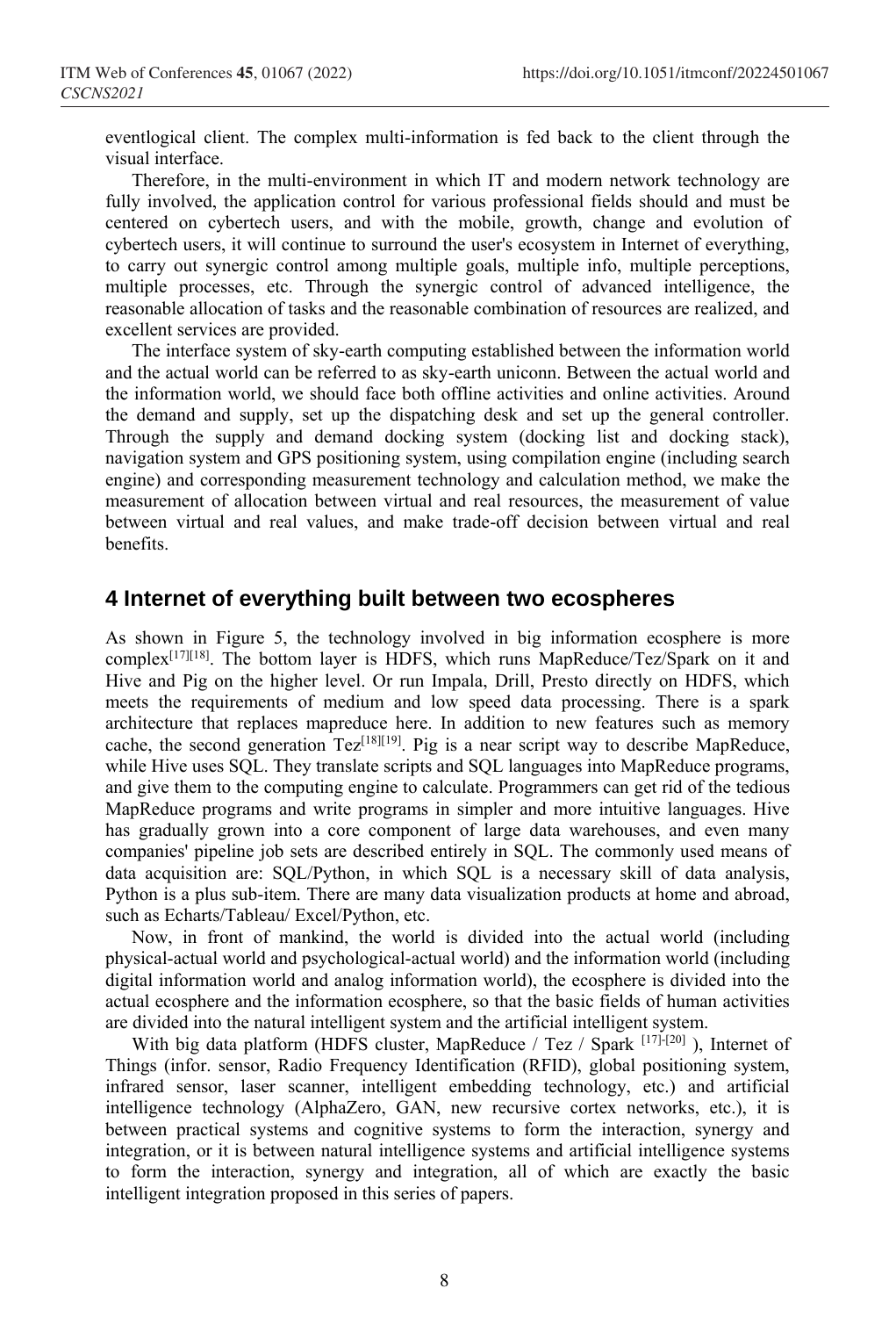eventlogical client. The complex multi-information is fed back to the client through the visual interface.

Therefore, in the multi-environment in which IT and modern network technology are fully involved, the application control for various professional fields should and must be centered on cybertech users, and with the mobile, growth, change and evolution of cybertech users, it will continue to surround the user's ecosystem in Internet of everything, to carry out synergic control among multiple goals, multiple info, multiple perceptions, multiple processes, etc. Through the synergic control of advanced intelligence, the reasonable allocation of tasks and the reasonable combination of resources are realized, and excellent services are provided.

The interface system of sky-earth computing established between the information world and the actual world can be referred to as sky-earth uniconn. Between the actual world and the information world, we should face both offline activities and online activities. Around the demand and supply, set up the dispatching desk and set up the general controller. Through the supply and demand docking system (docking list and docking stack), navigation system and GPS positioning system, using compilation engine (including search engine) and corresponding measurement technology and calculation method, we make the measurement of allocation between virtual and real resources, the measurement of value between virtual and real values, and make trade-off decision between virtual and real benefits.

## 4 Internet of everything built between two ecospheres

As shown in Figure 5, the technology involved in big information ecosphere is more complex[17][18]. The bottom layer is HDFS, which runs MapReduce/Tez/Spark on it and Hive and Pig on the higher level. Or run Impala, Drill, Presto directly on HDFS, which meets the requirements of medium and low speed data processing. There is a spark architecture that replaces mapreduce here. In addition to new features such as memory cache, the second generation Tez[18][19]. Pig is a near script way to describe MapReduce, while Hive uses SQL. They translate scripts and SQL languages into MapReduce programs, and give them to the computing engine to calculate. Programmers can get rid of the tedious MapReduce programs and write programs in simpler and more intuitive languages. Hive has gradually grown into a core component of large data warehouses, and even many companies' pipeline job sets are described entirely in SQL. The commonly used means of data acquisition are: SQL/Python, in which SQL is a necessary skill of data analysis, Python is a plus sub-item. There are many data visualization products at home and abroad, such as Echarts/Tableau/ Excel/Python, etc.

Now, in front of mankind, the world is divided into the actual world (including physical-actual world and psychological-actual world) and the information world (including digital information world and analog information world), the ecosphere is divided into the actual ecosphere and the information ecosphere, so that the basic fields of human activities are divided into the natural intelligent system and the artificial intelligent system.

With big data platform (HDFS cluster, MapReduce / Tez / Spark [17]-[20] ), Internet of Things (infor. sensor, Radio Frequency Identification (RFID), global positioning system, infrared sensor, laser scanner, intelligent embedding technology, etc.) and artificial intelligence technology (AlphaZero, GAN, new recursive cortex networks, etc.), it is between practical systems and cognitive systems to form the interaction, synergy and integration, or it is between natural intelligence systems and artificial intelligence systems to form the interaction, synergy and integration, all of which are exactly the basic intelligent integration proposed in this series of papers.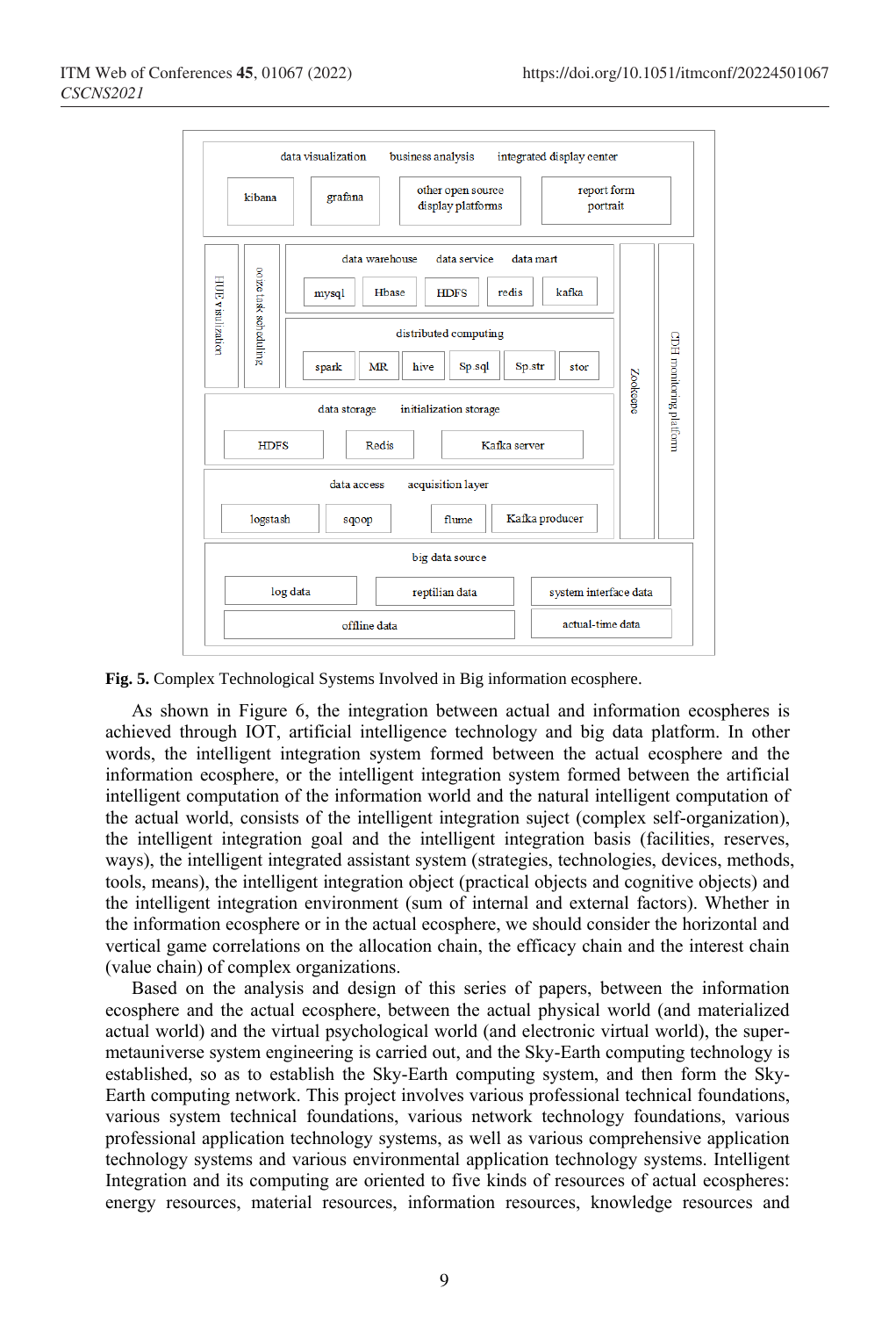**Fig. 5.** Complex Technological Systems Involved in Big information ecosphere.

As shown in Figure 6, the integration between actual and information ecospheres is achieved through IOT, artificial intelligence technology and big data platform. In other words, the intelligent integration system formed between the actual ecosphere and the information ecosphere, or the intelligent integration system formed between the artificial intelligent computation of the information world and the natural intelligent computation of the actual world, consists of the intelligent integration suject (complex self-organization), the intelligent integration goal and the intelligent integration basis (facilities, reserves, ways), the intelligent integrated assistant system (strategies, technologies, devices, methods, tools, means), the intelligent integration object (practical objects and cognitive objects) and the intelligent integration environment (sum of internal and external factors). Whether in the information ecosphere or in the actual ecosphere, we should consider the horizontal and vertical game correlations on the allocation chain, the efficacy chain and the interest chain (value chain) of complex organizations.

Based on the analysis and design of this series of papers, between the information ecosphere and the actual ecosphere, between the actual physical world (and materialized actual world) and the virtual psychological world (and electronic virtual world), the super-metauniverse system engineering is carried out, and the Sky-Earth computing technology is established, so as to establish the Sky-Earth computing system, and then form the Sky-Earth computing network. This project involves various professional technical foundations, various system technical foundations, various network technology foundations, various professional application technology systems, as well as various comprehensive application technology systems and various environmental application technology systems. Intelligent Integration and its computing are oriented to five kinds of resources of actual ecospheres: energy resources, material resources, information resources, knowledge resources and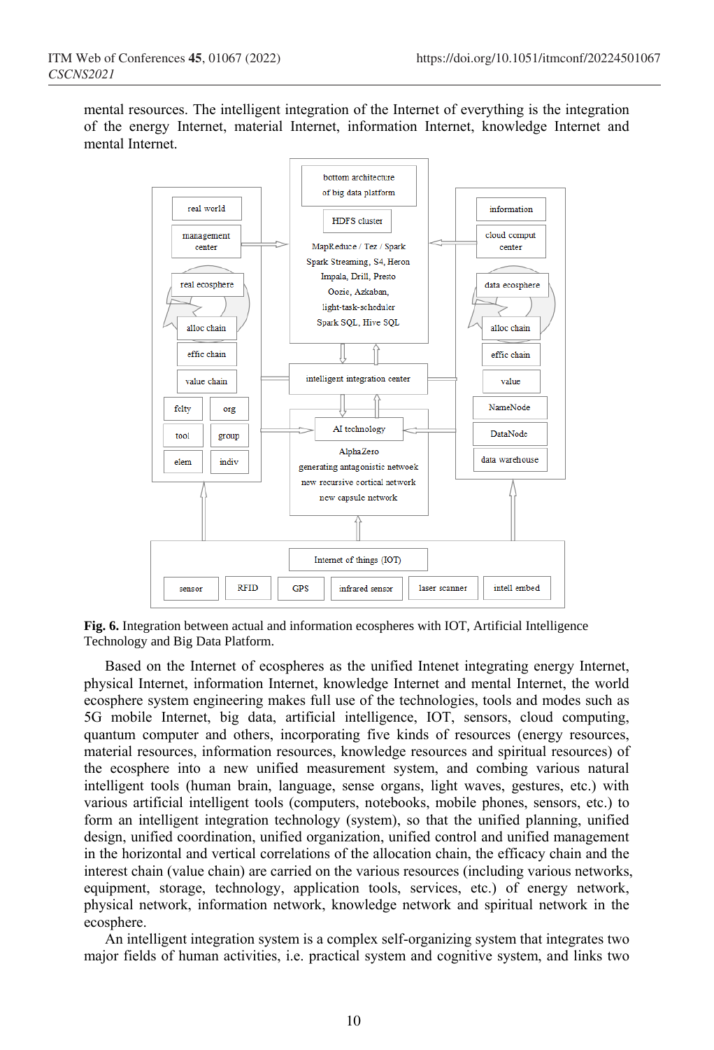mental resources. The intelligent integration of the Internet of everything is the integration of the energy Internet, material Internet, information Internet, knowledge Internet and mental Internet.

**Fig. 6.** Integration between actual and information ecospheres with IOT, Artificial Intelligence Technology and Big Data Platform.

Based on the Internet of ecospheres as the unified Intenet integrating energy Internet, physical Internet, information Internet, knowledge Internet and mental Internet, the world ecosphere system engineering makes full use of the technologies, tools and modes such as 5G mobile Internet, big data, artificial intelligence, IOT, sensors, cloud computing, quantum computer and others, incorporating five kinds of resources (energy resources, material resources, information resources, knowledge resources and spiritual resources) of the ecosphere into a new unified measurement system, and combing various natural intelligent tools (human brain, language, sense organs, light waves, gestures, etc.) with various artificial intelligent tools (computers, notebooks, mobile phones, sensors, etc.) to form an intelligent integration technology (system), so that the unified planning, unified design, unified coordination, unified organization, unified control and unified management in the horizontal and vertical correlations of the allocation chain, the efficacy chain and the interest chain (value chain) are carried on the various resources (including various networks, equipment, storage, technology, application tools, services, etc.) of energy network, physical network, information network, knowledge network and spiritual network in the ecosphere.

An intelligent integration system is a complex self-organizing system that integrates two major fields of human activities, i.e. practical system and cognitive system, and links two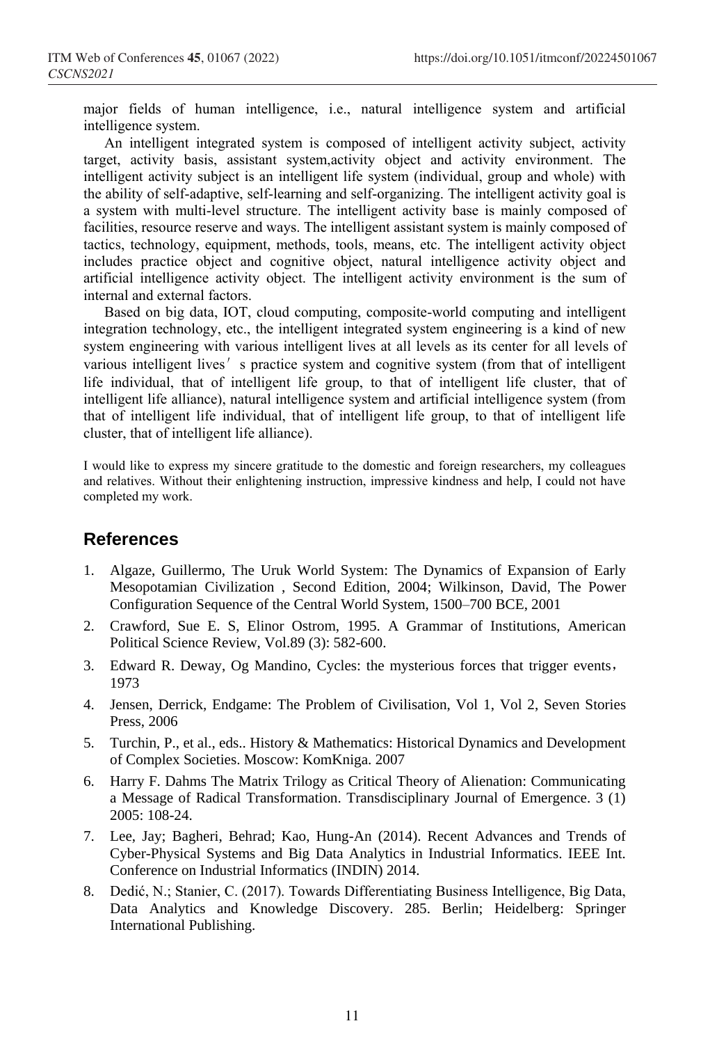major fields of human intelligence, i.e., natural intelligence system and artificial intelligence system.

An intelligent integrated system is composed of intelligent activity subject, activity target, activity basis, assistant system,activity object and activity environment. The intelligent activity subject is an intelligent life system (individual, group and whole) with the ability of self-adaptive, self-learning and self-organizing. The intelligent activity goal is a system with multi-level structure. The intelligent activity base is mainly composed of facilities, resource reserve and ways. The intelligent assistant system is mainly composed of tactics, technology, equipment, methods, tools, means, etc. The intelligent activity object includes practice object and cognitive object, natural intelligence activity object and artificial intelligence activity object. The intelligent activity environment is the sum of internal and external factors.

Based on big data, IOT, cloud computing, composite-world computing and intelligent integration technology, etc., the intelligent integrated system engineering is a kind of new system engineering with various intelligent lives at all levels as its center for all levels of various intelligent lives′ s practice system and cognitive system (from that of intelligent life individual, that of intelligent life group, to that of intelligent life cluster, that of intelligent life alliance), natural intelligence system and artificial intelligence system (from that of intelligent life individual, that of intelligent life group, to that of intelligent life cluster, that of intelligent life alliance).

I would like to express my sincere gratitude to the domestic and foreign researchers, my colleagues and relatives. Without their enlightening instruction, impressive kindness and help, I could not have completed my work.

## References

1. Algaze, Guillermo, The Uruk World System: The Dynamics of Expansion of Early Mesopotamian Civilization , Second Edition, 2004; Wilkinson, David, The Power Configuration Sequence of the Central World System, 1500–700 BCE, 2001
2. Crawford, Sue E. S, Elinor Ostrom, 1995. A Grammar of Institutions, American Political Science Review, Vol.89 (3): 582-600.
3. Edward R. Deway, Og Mandino, Cycles: the mysterious forces that trigger events， 1973
4. Jensen, Derrick, Endgame: The Problem of Civilisation, Vol 1, Vol 2, Seven Stories Press, 2006
5. Turchin, P., et al., eds.. History & Mathematics: Historical Dynamics and Development of Complex Societies. Moscow: KomKniga. 2007
6. Harry F. Dahms The Matrix Trilogy as Critical Theory of Alienation: Communicating a Message of Radical Transformation. Transdisciplinary Journal of Emergence. 3 (1) 2005: 108-24.
7. Lee, Jay; Bagheri, Behrad; Kao, Hung-An (2014). Recent Advances and Trends of Cyber-Physical Systems and Big Data Analytics in Industrial Informatics. IEEE Int. Conference on Industrial Informatics (INDIN) 2014.
8. Dedić, N.; Stanier, C. (2017). Towards Differentiating Business Intelligence, Big Data, Data Analytics and Knowledge Discovery. 285. Berlin; Heidelberg: Springer International Publishing.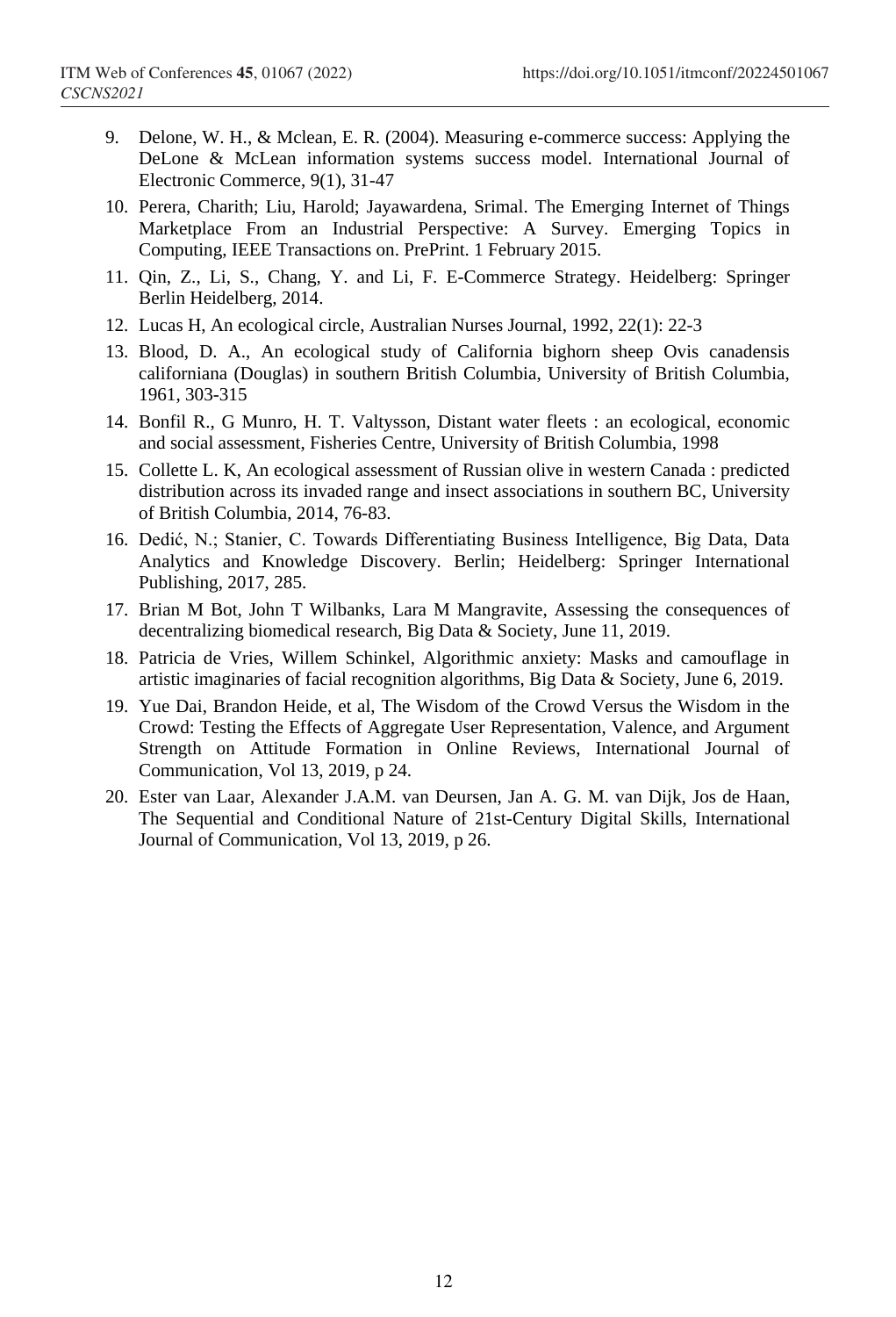9. Delone, W. H., & Mclean, E. R. (2004). Measuring e-commerce success: Applying the DeLone & McLean information systems success model. International Journal of Electronic Commerce, 9(1), 31-47
10. Perera, Charith; Liu, Harold; Jayawardena, Srimal. The Emerging Internet of Things Marketplace From an Industrial Perspective: A Survey. Emerging Topics in Computing, IEEE Transactions on. PrePrint. 1 February 2015.
11. Qin, Z., Li, S., Chang, Y. and Li, F. E-Commerce Strategy. Heidelberg: Springer Berlin Heidelberg, 2014.
12. Lucas H, An ecological circle, Australian Nurses Journal, 1992, 22(1): 22-3
13. Blood, D. A., An ecological study of California bighorn sheep Ovis canadensis californiana (Douglas) in southern British Columbia, University of British Columbia, 1961, 303-315
14. Bonfil R., G Munro, H. T. Valtysson, Distant water fleets : an ecological, economic and social assessment, Fisheries Centre, University of British Columbia, 1998
15. Collette L. K, An ecological assessment of Russian olive in western Canada : predicted distribution across its invaded range and insect associations in southern BC, University of British Columbia, 2014, 76-83.
16. Dedić, N.; Stanier, C. Towards Differentiating Business Intelligence, Big Data, Data Analytics and Knowledge Discovery. Berlin; Heidelberg: Springer International Publishing, 2017, 285.
17. Brian M Bot, John T Wilbanks, Lara M Mangravite, Assessing the consequences of decentralizing biomedical research, Big Data & Society, June 11, 2019.
18. Patricia de Vries, Willem Schinkel, Algorithmic anxiety: Masks and camouflage in artistic imaginaries of facial recognition algorithms, Big Data & Society, June 6, 2019.
19. Yue Dai, Brandon Heide, et al, The Wisdom of the Crowd Versus the Wisdom in the Crowd: Testing the Effects of Aggregate User Representation, Valence, and Argument Strength on Attitude Formation in Online Reviews, International Journal of Communication, Vol 13, 2019, p 24.
20. Ester van Laar, Alexander J.A.M. van Deursen, Jan A. G. M. van Dijk, Jos de Haan, The Sequential and Conditional Nature of 21st-Century Digital Skills, International Journal of Communication, Vol 13, 2019, p 26.